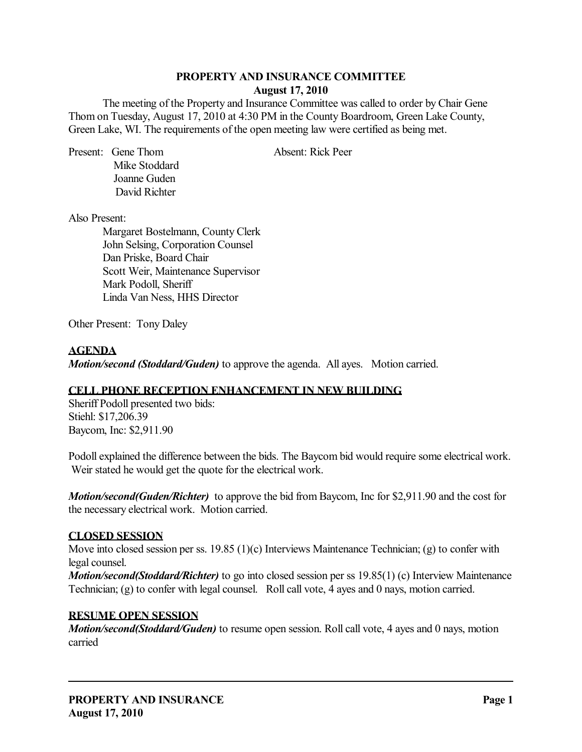# PROPERTY AND INSURANCE COMMITTEE

**August 17, 2010**

The meeting of the Property and Insurance Committee was called to order by Chair Gene Thom on Tuesday, August 17, 2010 at 4:30 PM in the County Boardroom, Green Lake County, Green Lake, WI. The requirements of the open meeting law were certified as being met.

Present: Gene Thom
Mike Stoddard
Joanne Guden
David Richter

Absent: Rick Peer

Also Present:
Margaret Bostelmann, County Clerk
John Selsing, Corporation Counsel
Dan Priske, Board Chair
Scott Weir, Maintenance Supervisor
Mark Podoll, Sheriff
Linda Van Ness, HHS Director

Other Present: Tony Daley

## AGENDA

***Motion/second (Stoddard/Guden)*** to approve the agenda. All ayes. Motion carried.

## CELL PHONE RECEPTION ENHANCEMENT IN NEW BUILDING

Sheriff Podoll presented two bids:
Stiehl: $17,206.39
Baycom, Inc: $2,911.90

Podoll explained the difference between the bids. The Baycom bid would require some electrical work. Weir stated he would get the quote for the electrical work.

***Motion/second(Guden/Richter)*** to approve the bid from Baycom, Inc for $2,911.90 and the cost for the necessary electrical work. Motion carried.

## CLOSED SESSION

Move into closed session per ss. 19.85 (1)(c) Interviews Maintenance Technician; (g) to confer with legal counsel.

***Motion/second(Stoddard/Richter)*** to go into closed session per ss 19.85(1) (c) Interview Maintenance Technician; (g) to confer with legal counsel. Roll call vote, 4 ayes and 0 nays, motion carried.

## RESUME OPEN SESSION

***Motion/second(Stoddard/Guden)*** to resume open session. Roll call vote, 4 ayes and 0 nays, motion carried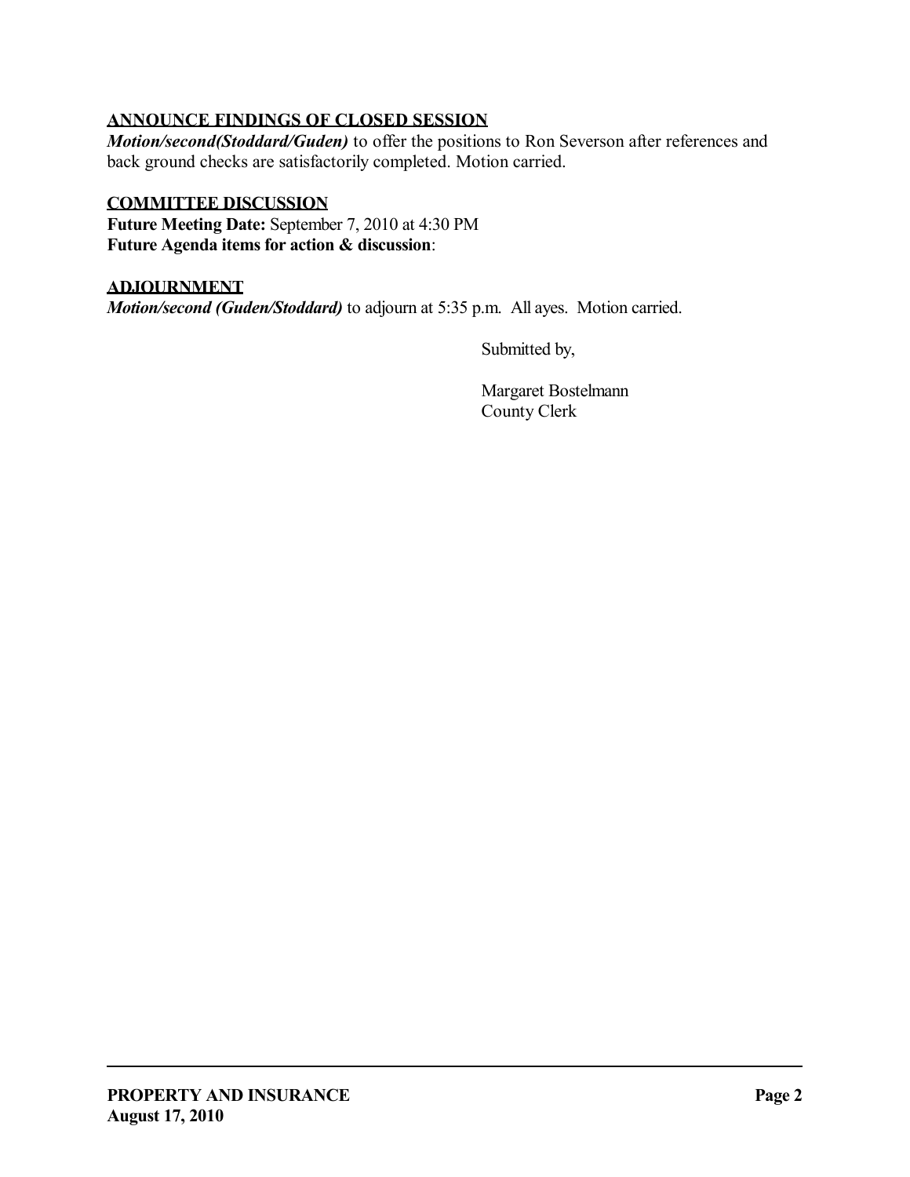**ANNOUNCE FINDINGS OF CLOSED SESSION**

***Motion/second(Stoddard/Guden)*** to offer the positions to Ron Severson after references and back ground checks are satisfactorily completed. Motion carried.

**COMMITTEE DISCUSSION**

**Future Meeting Date:** September 7, 2010 at 4:30 PM

**Future Agenda items for action & discussion**:

**ADJOURNMENT**

***Motion/second (Guden/Stoddard)*** to adjourn at 5:35 p.m. All ayes. Motion carried.

Submitted by,

Margaret Bostelmann
County Clerk